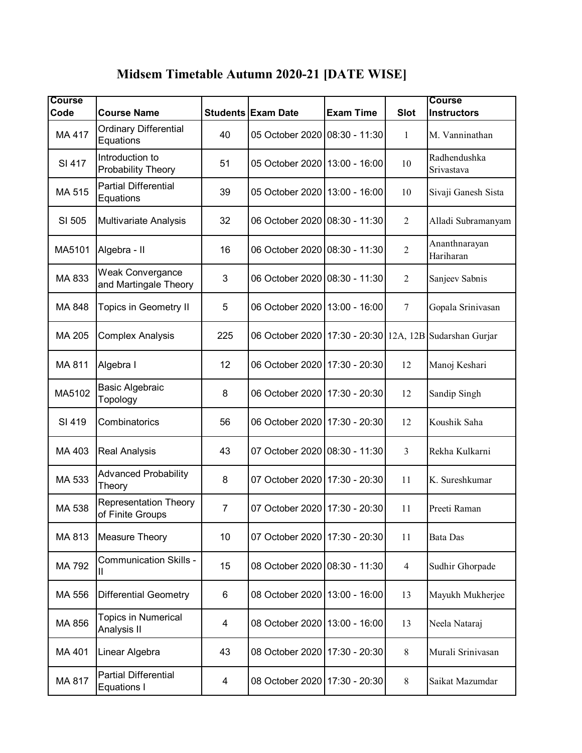# Midsem Timetable Autumn 2020-21 [DATE WISE]

| Course Code | Course Name | Students | Exam Date | Exam Time | Slot | Course Instructors |
|---|---|---|---|---|---|---|
| MA 417 | Ordinary Differential Equations | 40 | 05 October 2020 | 08:30 - 11:30 | 1 | M. Vanninathan |
| SI 417 | Introduction to Probability Theory | 51 | 05 October 2020 | 13:00 - 16:00 | 10 | Radhendushka Srivastava |
| MA 515 | Partial Differential Equations | 39 | 05 October 2020 | 13:00 - 16:00 | 10 | Sivaji Ganesh Sista |
| SI 505 | Multivariate Analysis | 32 | 06 October 2020 | 08:30 - 11:30 | 2 | Alladi Subramanyam |
| MA5101 | Algebra - II | 16 | 06 October 2020 | 08:30 - 11:30 | 2 | Ananthnarayan Hariharan |
| MA 833 | Weak Convergance and Martingale Theory | 3 | 06 October 2020 | 08:30 - 11:30 | 2 | Sanjeev Sabnis |
| MA 848 | Topics in Geometry II | 5 | 06 October 2020 | 13:00 - 16:00 | 7 | Gopala Srinivasan |
| MA 205 | Complex Analysis | 225 | 06 October 2020 | 17:30 - 20:30 | 12A, 12B | Sudarshan Gurjar |
| MA 811 | Algebra I | 12 | 06 October 2020 | 17:30 - 20:30 | 12 | Manoj Keshari |
| MA5102 | Basic Algebraic Topology | 8 | 06 October 2020 | 17:30 - 20:30 | 12 | Sandip Singh |
| SI 419 | Combinatorics | 56 | 06 October 2020 | 17:30 - 20:30 | 12 | Koushik Saha |
| MA 403 | Real Analysis | 43 | 07 October 2020 | 08:30 - 11:30 | 3 | Rekha Kulkarni |
| MA 533 | Advanced Probability Theory | 8 | 07 October 2020 | 17:30 - 20:30 | 11 | K. Sureshkumar |
| MA 538 | Representation Theory of Finite Groups | 7 | 07 October 2020 | 17:30 - 20:30 | 11 | Preeti Raman |
| MA 813 | Measure Theory | 10 | 07 October 2020 | 17:30 - 20:30 | 11 | Bata Das |
| MA 792 | Communication Skills - II | 15 | 08 October 2020 | 08:30 - 11:30 | 4 | Sudhir Ghorpade |
| MA 556 | Differential Geometry | 6 | 08 October 2020 | 13:00 - 16:00 | 13 | Mayukh Mukherjee |
| MA 856 | Topics in Numerical Analysis II | 4 | 08 October 2020 | 13:00 - 16:00 | 13 | Neela Nataraj |
| MA 401 | Linear Algebra | 43 | 08 October 2020 | 17:30 - 20:30 | 8 | Murali Srinivasan |
| MA 817 | Partial Differential Equations I | 4 | 08 October 2020 | 17:30 - 20:30 | 8 | Saikat Mazumdar |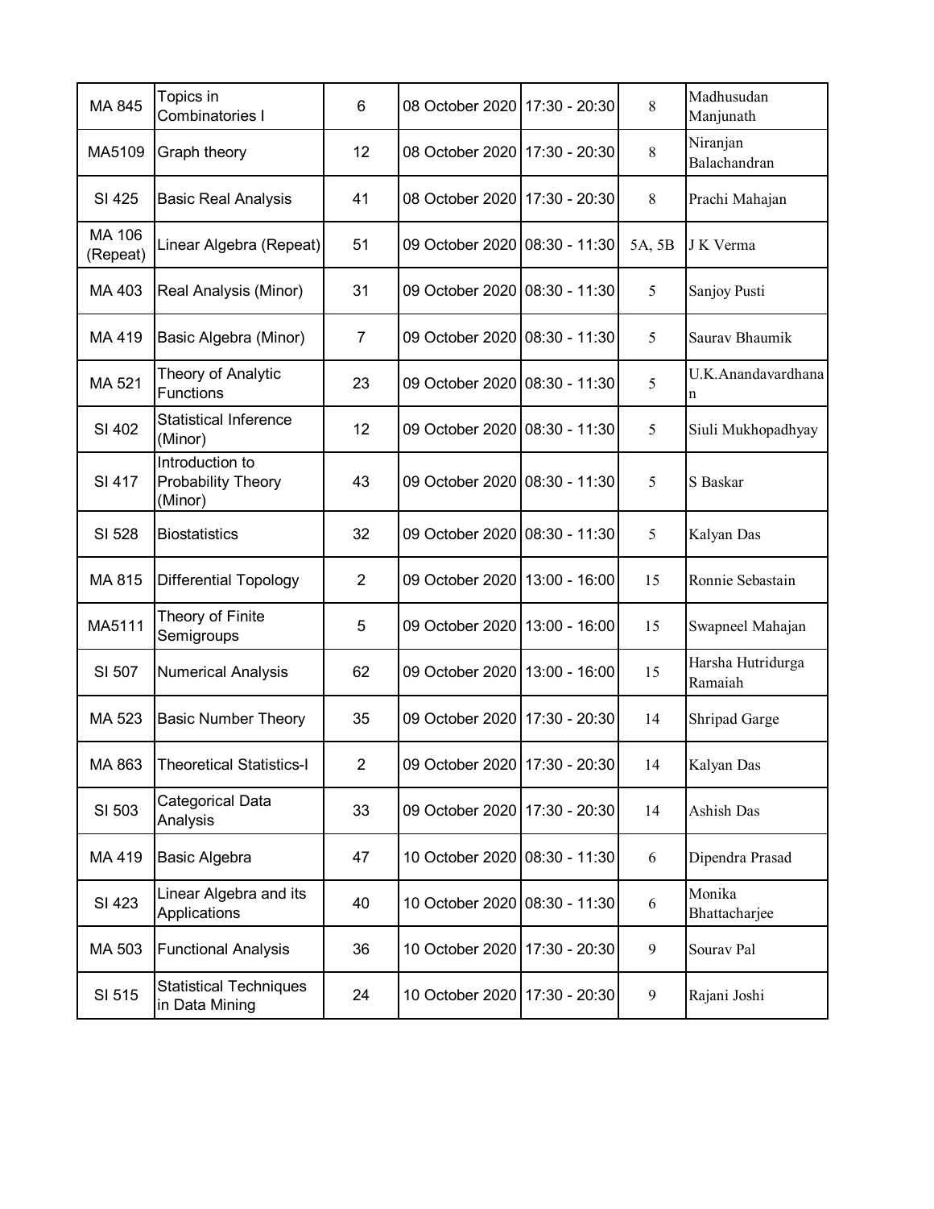| | | | | | | |
|---|---|---|---|---|---|---|
| MA 845 | Topics in Combinatories I | 6 | 08 October 2020 | 17:30 - 20:30 | 8 | Madhusudan Manjunath |
| MA5109 | Graph theory | 12 | 08 October 2020 | 17:30 - 20:30 | 8 | Niranjan Balachandran |
| SI 425 | Basic Real Analysis | 41 | 08 October 2020 | 17:30 - 20:30 | 8 | Prachi Mahajan |
| MA 106 (Repeat) | Linear Algebra (Repeat) | 51 | 09 October 2020 | 08:30 - 11:30 | 5A, 5B | J K Verma |
| MA 403 | Real Analysis (Minor) | 31 | 09 October 2020 | 08:30 - 11:30 | 5 | Sanjoy Pusti |
| MA 419 | Basic Algebra (Minor) | 7 | 09 October 2020 | 08:30 - 11:30 | 5 | Saurav Bhaumik |
| MA 521 | Theory of Analytic Functions | 23 | 09 October 2020 | 08:30 - 11:30 | 5 | U.K.Anandavardhanan |
| SI 402 | Statistical Inference (Minor) | 12 | 09 October 2020 | 08:30 - 11:30 | 5 | Siuli Mukhopadhyay |
| SI 417 | Introduction to Probability Theory (Minor) | 43 | 09 October 2020 | 08:30 - 11:30 | 5 | S Baskar |
| SI 528 | Biostatistics | 32 | 09 October 2020 | 08:30 - 11:30 | 5 | Kalyan Das |
| MA 815 | Differential Topology | 2 | 09 October 2020 | 13:00 - 16:00 | 15 | Ronnie Sebastain |
| MA5111 | Theory of Finite Semigroups | 5 | 09 October 2020 | 13:00 - 16:00 | 15 | Swapneel Mahajan |
| SI 507 | Numerical Analysis | 62 | 09 October 2020 | 13:00 - 16:00 | 15 | Harsha Hutridurga Ramaiah |
| MA 523 | Basic Number Theory | 35 | 09 October 2020 | 17:30 - 20:30 | 14 | Shripad Garge |
| MA 863 | Theoretical Statistics-I | 2 | 09 October 2020 | 17:30 - 20:30 | 14 | Kalyan Das |
| SI 503 | Categorical Data Analysis | 33 | 09 October 2020 | 17:30 - 20:30 | 14 | Ashish Das |
| MA 419 | Basic Algebra | 47 | 10 October 2020 | 08:30 - 11:30 | 6 | Dipendra Prasad |
| SI 423 | Linear Algebra and its Applications | 40 | 10 October 2020 | 08:30 - 11:30 | 6 | Monika Bhattacharjee |
| MA 503 | Functional Analysis | 36 | 10 October 2020 | 17:30 - 20:30 | 9 | Sourav Pal |
| SI 515 | Statistical Techniques in Data Mining | 24 | 10 October 2020 | 17:30 - 20:30 | 9 | Rajani Joshi |